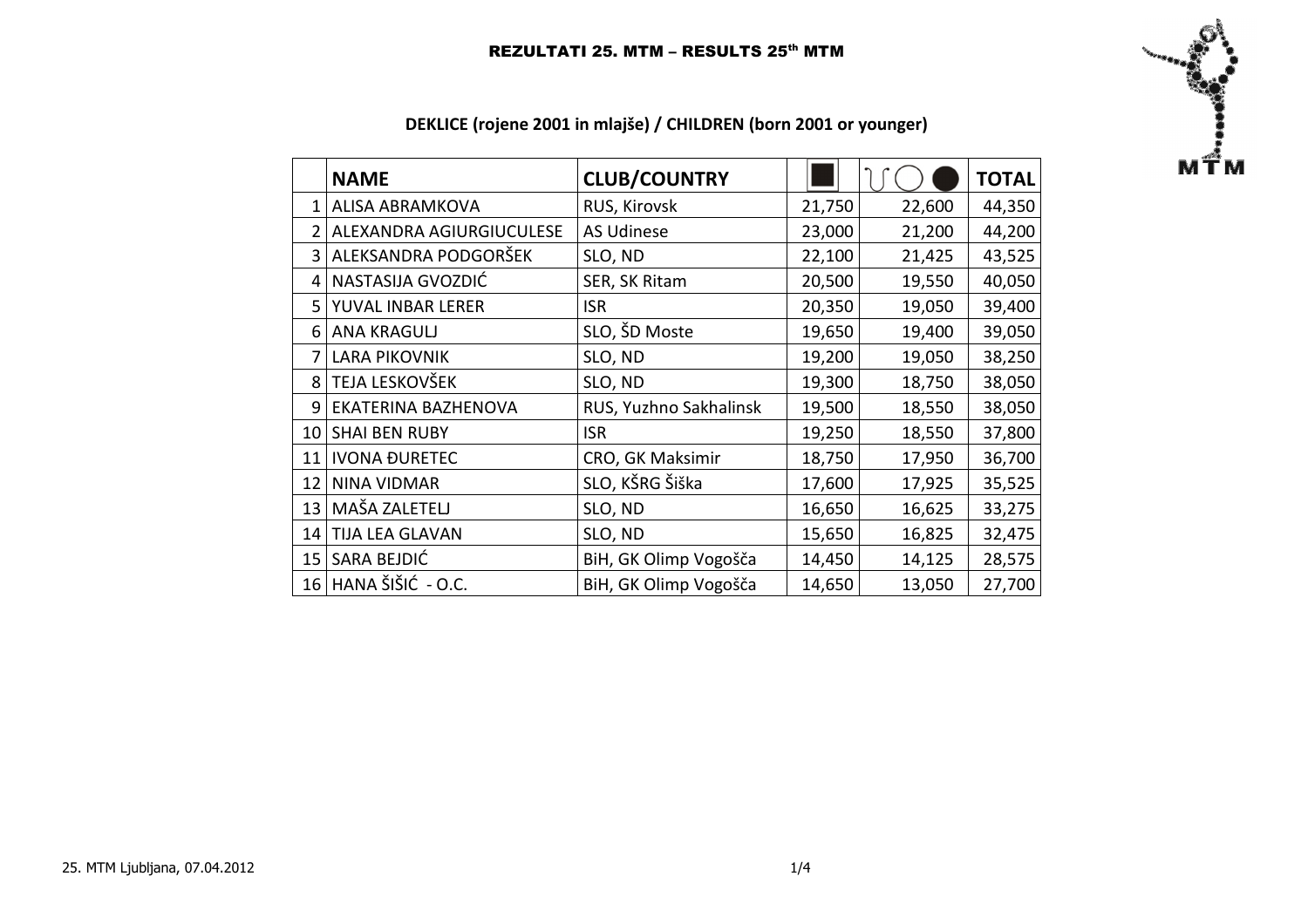# REZULTATI 25. MTM – RESULTS 25th MTM

## DEKLICE (rojene 2001 in mlajše) / CHILDREN (born 2001 or younger)

| | NAME | CLUB/COUNTRY | ■ | ∩ ◯ ● | TOTAL |
|---|---|---|---|---|---|
| 1 | ALISA ABRAMKOVA | RUS, Kirovsk | 21,750 | 22,600 | 44,350 |
| 2 | ALEXANDRA AGIURGIUCULESE | AS Udinese | 23,000 | 21,200 | 44,200 |
| 3 | ALEKSANDRA PODGORŠEK | SLO, ND | 22,100 | 21,425 | 43,525 |
| 4 | NASTASIJA GVOZDIĆ | SER, SK Ritam | 20,500 | 19,550 | 40,050 |
| 5 | YUVAL INBAR LERER | ISR | 20,350 | 19,050 | 39,400 |
| 6 | ANA KRAGULJ | SLO, ŠD Moste | 19,650 | 19,400 | 39,050 |
| 7 | LARA PIKOVNIK | SLO, ND | 19,200 | 19,050 | 38,250 |
| 8 | TEJA LESKOVŠEK | SLO, ND | 19,300 | 18,750 | 38,050 |
| 9 | EKATERINA BAZHENOVA | RUS, Yuzhno Sakhalinsk | 19,500 | 18,550 | 38,050 |
| 10 | SHAI BEN RUBY | ISR | 19,250 | 18,550 | 37,800 |
| 11 | IVONA ĐURETEC | CRO, GK Maksimir | 18,750 | 17,950 | 36,700 |
| 12 | NINA VIDMAR | SLO, KŠRG Šiška | 17,600 | 17,925 | 35,525 |
| 13 | MAŠA ZALETELJ | SLO, ND | 16,650 | 16,625 | 33,275 |
| 14 | TIJA LEA GLAVAN | SLO, ND | 15,650 | 16,825 | 32,475 |
| 15 | SARA BEJDIĆ | BiH, GK Olimp Vogošča | 14,450 | 14,125 | 28,575 |
| 16 | HANA ŠIŠIĆ - O.C. | BiH, GK Olimp Vogošča | 14,650 | 13,050 | 27,700 |

25. MTM Ljubljana, 07.04.2012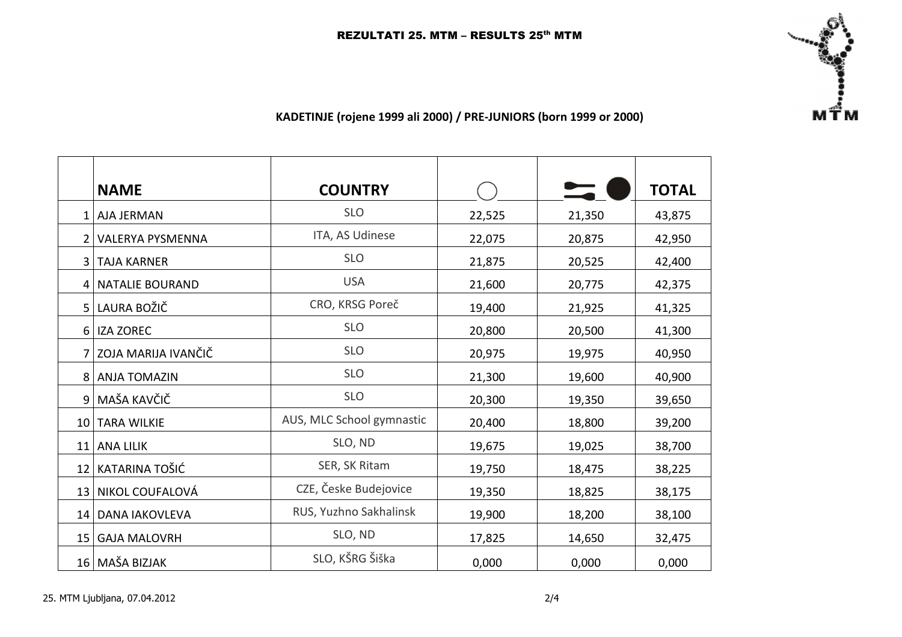# REZULTATI 25. MTM – RESULTS 25th MTM

## KADETINJE (rojene 1999 ali 2000) / PRE-JUNIORS (born 1999 or 2000)

| | NAME | COUNTRY | | | TOTAL |
|---|---|---|---|---|---|
| 1 | AJA JERMAN | SLO | 22,525 | 21,350 | 43,875 |
| 2 | VALERYA PYSMENNA | ITA, AS Udinese | 22,075 | 20,875 | 42,950 |
| 3 | TAJA KARNER | SLO | 21,875 | 20,525 | 42,400 |
| 4 | NATALIE BOURAND | USA | 21,600 | 20,775 | 42,375 |
| 5 | LAURA BOŽIČ | CRO, KRSG Poreč | 19,400 | 21,925 | 41,325 |
| 6 | IZA ZOREC | SLO | 20,800 | 20,500 | 41,300 |
| 7 | ZOJA MARIJA IVANČIČ | SLO | 20,975 | 19,975 | 40,950 |
| 8 | ANJA TOMAZIN | SLO | 21,300 | 19,600 | 40,900 |
| 9 | MAŠA KAVČIČ | SLO | 20,300 | 19,350 | 39,650 |
| 10 | TARA WILKIE | AUS, MLC School gymnastic | 20,400 | 18,800 | 39,200 |
| 11 | ANA LILIK | SLO, ND | 19,675 | 19,025 | 38,700 |
| 12 | KATARINA TOŠIĆ | SER, SK Ritam | 19,750 | 18,475 | 38,225 |
| 13 | NIKOL COUFALOVÁ | CZE, České Budejovice | 19,350 | 18,825 | 38,175 |
| 14 | DANA IAKOVLEVA | RUS, Yuzhno Sakhalinsk | 19,900 | 18,200 | 38,100 |
| 15 | GAJA MALOVRH | SLO, ND | 17,825 | 14,650 | 32,475 |
| 16 | MAŠA BIZJAK | SLO, KŠRG Šiška | 0,000 | 0,000 | 0,000 |

25. MTM Ljubljana, 07.04.2012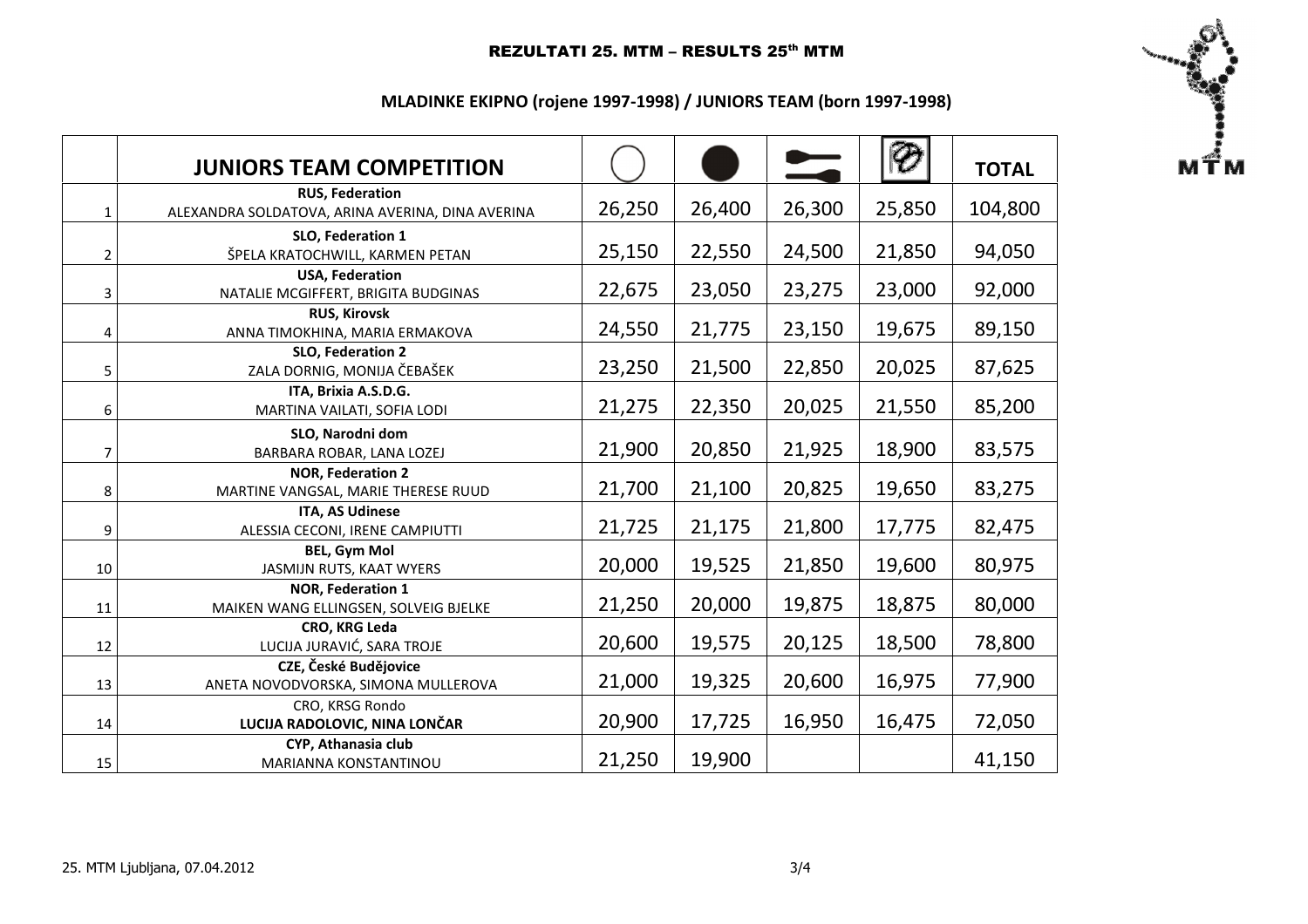REZULTATI 25. MTM – RESULTS 25th MTM

**MLADINKE EKIPNO (rojene 1997-1998) / JUNIORS TEAM (born 1997-1998)**

| | JUNIORS TEAM COMPETITION | | | | | TOTAL |
|---|---|---|---|---|---|---|
| 1 | **RUS, Federation** ALEXANDRA SOLDATOVA, ARINA AVERINA, DINA AVERINA | 26,250 | 26,400 | 26,300 | 25,850 | 104,800 |
| 2 | **SLO, Federation 1** ŠPELA KRATOCHWILL, KARMEN PETAN | 25,150 | 22,550 | 24,500 | 21,850 | 94,050 |
| 3 | **USA, Federation** NATALIE MCGIFFERT, BRIGITA BUDGINAS | 22,675 | 23,050 | 23,275 | 23,000 | 92,000 |
| 4 | **RUS, Kirovsk** ANNA TIMOKHINA, MARIA ERMAKOVA | 24,550 | 21,775 | 23,150 | 19,675 | 89,150 |
| 5 | **SLO, Federation 2** ZALA DORNIG, MONIJA ČEBAŠEK | 23,250 | 21,500 | 22,850 | 20,025 | 87,625 |
| 6 | **ITA, Brixia A.S.D.G.** MARTINA VAILATI, SOFIA LODI | 21,275 | 22,350 | 20,025 | 21,550 | 85,200 |
| 7 | **SLO, Narodni dom** BARBARA ROBAR, LANA LOZEJ | 21,900 | 20,850 | 21,925 | 18,900 | 83,575 |
| 8 | **NOR, Federation 2** MARTINE VANGSAL, MARIE THERESE RUUD | 21,700 | 21,100 | 20,825 | 19,650 | 83,275 |
| 9 | **ITA, AS Udinese** ALESSIA CECONI, IRENE CAMPIUTTI | 21,725 | 21,175 | 21,800 | 17,775 | 82,475 |
| 10 | **BEL, Gym Mol** JASMIJN RUTS, KAAT WYERS | 20,000 | 19,525 | 21,850 | 19,600 | 80,975 |
| 11 | **NOR, Federation 1** MAIKEN WANG ELLINGSEN, SOLVEIG BJELKE | 21,250 | 20,000 | 19,875 | 18,875 | 80,000 |
| 12 | **CRO, KRG Leda** LUCIJA JURAVIĆ, SARA TROJE | 20,600 | 19,575 | 20,125 | 18,500 | 78,800 |
| 13 | **CZE, České Budějovice** ANETA NOVODVORSKA, SIMONA MULLEROVA | 21,000 | 19,325 | 20,600 | 16,975 | 77,900 |
| 14 | CRO, KRSG Rondo **LUCIJA RADOLOVIC, NINA LONČAR** | 20,900 | 17,725 | 16,950 | 16,475 | 72,050 |
| 15 | **CYP, Athanasia club** MARIANNA KONSTANTINOU | 21,250 | 19,900 | | | 41,150 |

25. MTM Ljubljana, 07.04.2012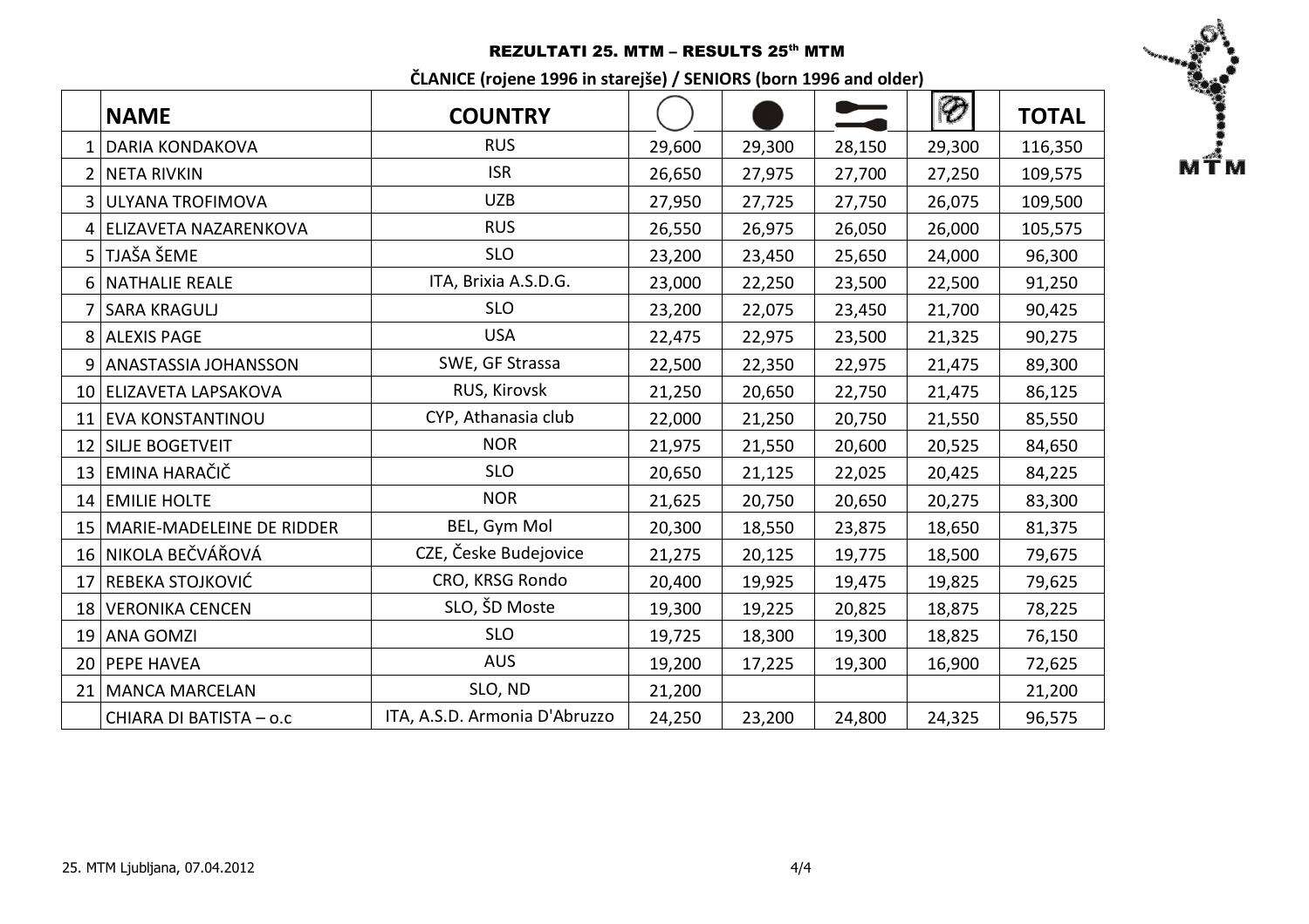# REZULTATI 25. MTM – RESULTS 25th MTM

**ČLANICE (rojene 1996 in starejše) / SENIORS (born 1996 and older)**

| | NAME | COUNTRY | | | | | TOTAL |
|---|---|---|---|---|---|---|---|
| 1 | DARIA KONDAKOVA | RUS | 29,600 | 29,300 | 28,150 | 29,300 | 116,350 |
| 2 | NETA RIVKIN | ISR | 26,650 | 27,975 | 27,700 | 27,250 | 109,575 |
| 3 | ULYANA TROFIMOVA | UZB | 27,950 | 27,725 | 27,750 | 26,075 | 109,500 |
| 4 | ELIZAVETA NAZARENKOVA | RUS | 26,550 | 26,975 | 26,050 | 26,000 | 105,575 |
| 5 | TJAŠA ŠEME | SLO | 23,200 | 23,450 | 25,650 | 24,000 | 96,300 |
| 6 | NATHALIE REALE | ITA, Brixia A.S.D.G. | 23,000 | 22,250 | 23,500 | 22,500 | 91,250 |
| 7 | SARA KRAGULJ | SLO | 23,200 | 22,075 | 23,450 | 21,700 | 90,425 |
| 8 | ALEXIS PAGE | USA | 22,475 | 22,975 | 23,500 | 21,325 | 90,275 |
| 9 | ANASTASSIA JOHANSSON | SWE, GF Strassa | 22,500 | 22,350 | 22,975 | 21,475 | 89,300 |
| 10 | ELIZAVETA LAPSAKOVA | RUS, Kirovsk | 21,250 | 20,650 | 22,750 | 21,475 | 86,125 |
| 11 | EVA KONSTANTINOU | CYP, Athanasia club | 22,000 | 21,250 | 20,750 | 21,550 | 85,550 |
| 12 | SILJE BOGETVEIT | NOR | 21,975 | 21,550 | 20,600 | 20,525 | 84,650 |
| 13 | EMINA HARAČIČ | SLO | 20,650 | 21,125 | 22,025 | 20,425 | 84,225 |
| 14 | EMILIE HOLTE | NOR | 21,625 | 20,750 | 20,650 | 20,275 | 83,300 |
| 15 | MARIE-MADELEINE DE RIDDER | BEL, Gym Mol | 20,300 | 18,550 | 23,875 | 18,650 | 81,375 |
| 16 | NIKOLA BEČVÁŘOVÁ | CZE, Česke Budejovice | 21,275 | 20,125 | 19,775 | 18,500 | 79,675 |
| 17 | REBEKA STOJKOVIĆ | CRO, KRSG Rondo | 20,400 | 19,925 | 19,475 | 19,825 | 79,625 |
| 18 | VERONIKA CENCEN | SLO, ŠD Moste | 19,300 | 19,225 | 20,825 | 18,875 | 78,225 |
| 19 | ANA GOMZI | SLO | 19,725 | 18,300 | 19,300 | 18,825 | 76,150 |
| 20 | PEPE HAVEA | AUS | 19,200 | 17,225 | 19,300 | 16,900 | 72,625 |
| 21 | MANCA MARCELAN | SLO, ND | 21,200 | | | | 21,200 |
| | CHIARA DI BATISTA – o.c | ITA, A.S.D. Armonia D'Abruzzo | 24,250 | 23,200 | 24,800 | 24,325 | 96,575 |

25. MTM Ljubljana, 07.04.2012